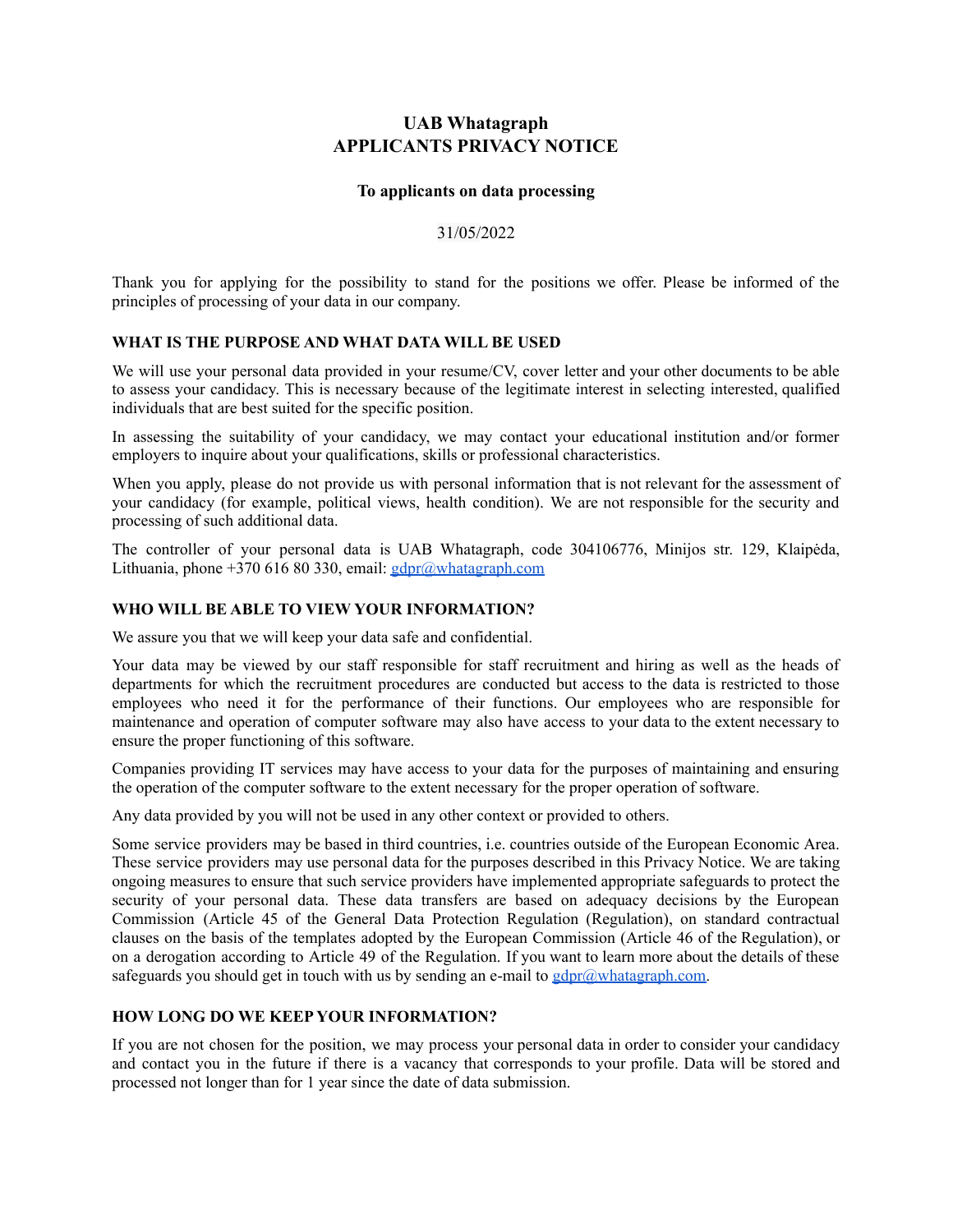# UAB Whatagraph
# APPLICANTS PRIVACY NOTICE

**To applicants on data processing**

31/05/2022

Thank you for applying for the possibility to stand for the positions we offer. Please be informed of the principles of processing of your data in our company.

## WHAT IS THE PURPOSE AND WHAT DATA WILL BE USED

We will use your personal data provided in your resume/CV, cover letter and your other documents to be able to assess your candidacy. This is necessary because of the legitimate interest in selecting interested, qualified individuals that are best suited for the specific position.

In assessing the suitability of your candidacy, we may contact your educational institution and/or former employers to inquire about your qualifications, skills or professional characteristics.

When you apply, please do not provide us with personal information that is not relevant for the assessment of your candidacy (for example, political views, health condition). We are not responsible for the security and processing of such additional data.

The controller of your personal data is UAB Whatagraph, code 304106776, Minijos str. 129, Klaipėda, Lithuania, phone +370 616 80 330, email: gdpr@whatagraph.com

## WHO WILL BE ABLE TO VIEW YOUR INFORMATION?

We assure you that we will keep your data safe and confidential.

Your data may be viewed by our staff responsible for staff recruitment and hiring as well as the heads of departments for which the recruitment procedures are conducted but access to the data is restricted to those employees who need it for the performance of their functions. Our employees who are responsible for maintenance and operation of computer software may also have access to your data to the extent necessary to ensure the proper functioning of this software.

Companies providing IT services may have access to your data for the purposes of maintaining and ensuring the operation of the computer software to the extent necessary for the proper operation of software.

Any data provided by you will not be used in any other context or provided to others.

Some service providers may be based in third countries, i.e. countries outside of the European Economic Area. These service providers may use personal data for the purposes described in this Privacy Notice. We are taking ongoing measures to ensure that such service providers have implemented appropriate safeguards to protect the security of your personal data. These data transfers are based on adequacy decisions by the European Commission (Article 45 of the General Data Protection Regulation (Regulation), on standard contractual clauses on the basis of the templates adopted by the European Commission (Article 46 of the Regulation), or on a derogation according to Article 49 of the Regulation. If you want to learn more about the details of these safeguards you should get in touch with us by sending an e-mail to gdpr@whatagraph.com.

## HOW LONG DO WE KEEP YOUR INFORMATION?

If you are not chosen for the position, we may process your personal data in order to consider your candidacy and contact you in the future if there is a vacancy that corresponds to your profile. Data will be stored and processed not longer than for 1 year since the date of data submission.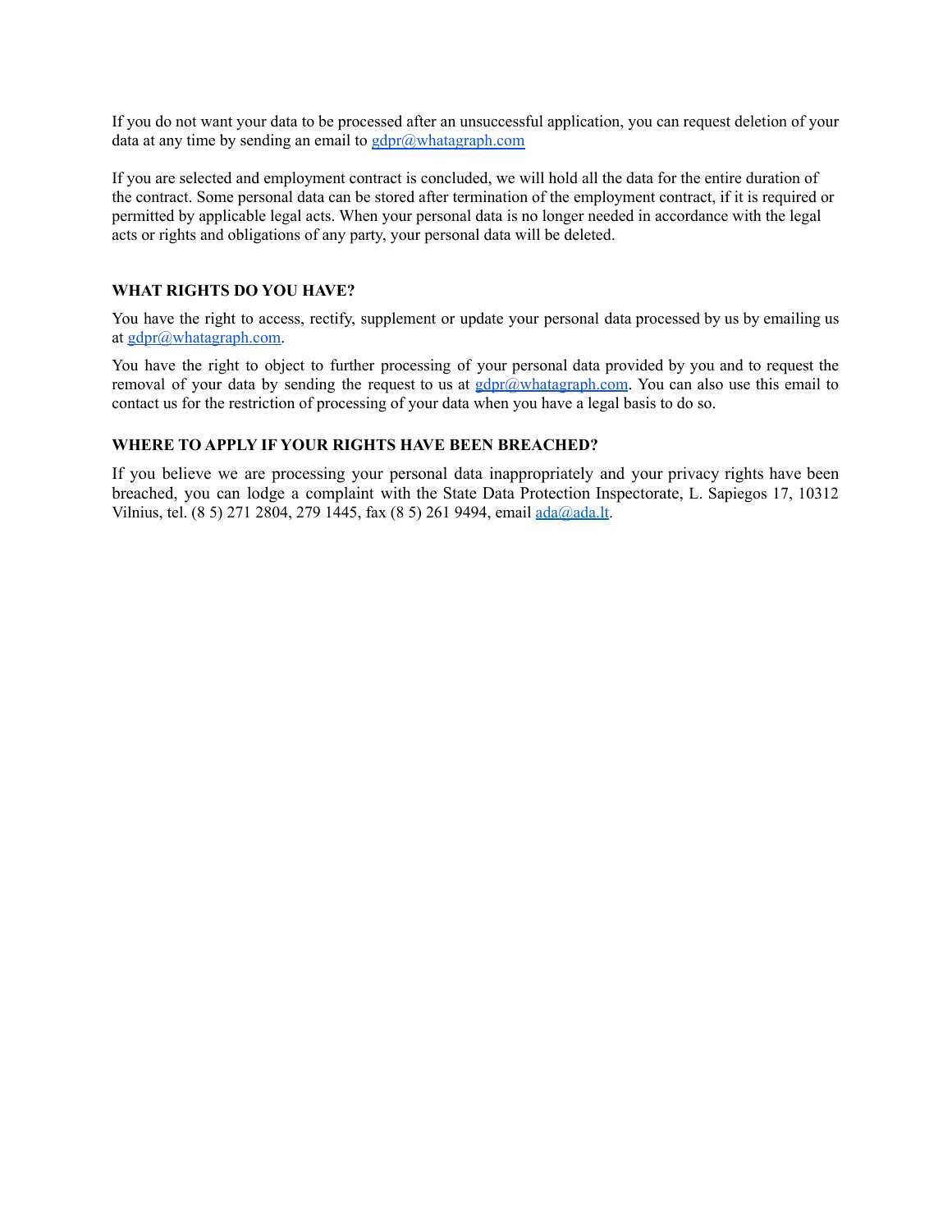If you do not want your data to be processed after an unsuccessful application, you can request deletion of your data at any time by sending an email to gdpr@whatagraph.com

If you are selected and employment contract is concluded, we will hold all the data for the entire duration of the contract. Some personal data can be stored after termination of the employment contract, if it is required or permitted by applicable legal acts. When your personal data is no longer needed in accordance with the legal acts or rights and obligations of any party, your personal data will be deleted.

**WHAT RIGHTS DO YOU HAVE?**

You have the right to access, rectify, supplement or update your personal data processed by us by emailing us at gdpr@whatagraph.com.

You have the right to object to further processing of your personal data provided by you and to request the removal of your data by sending the request to us at gdpr@whatagraph.com. You can also use this email to contact us for the restriction of processing of your data when you have a legal basis to do so.

**WHERE TO APPLY IF YOUR RIGHTS HAVE BEEN BREACHED?**

If you believe we are processing your personal data inappropriately and your privacy rights have been breached, you can lodge a complaint with the State Data Protection Inspectorate, L. Sapiegos 17, 10312 Vilnius, tel. (8 5) 271 2804, 279 1445, fax (8 5) 261 9494, email ada@ada.lt.